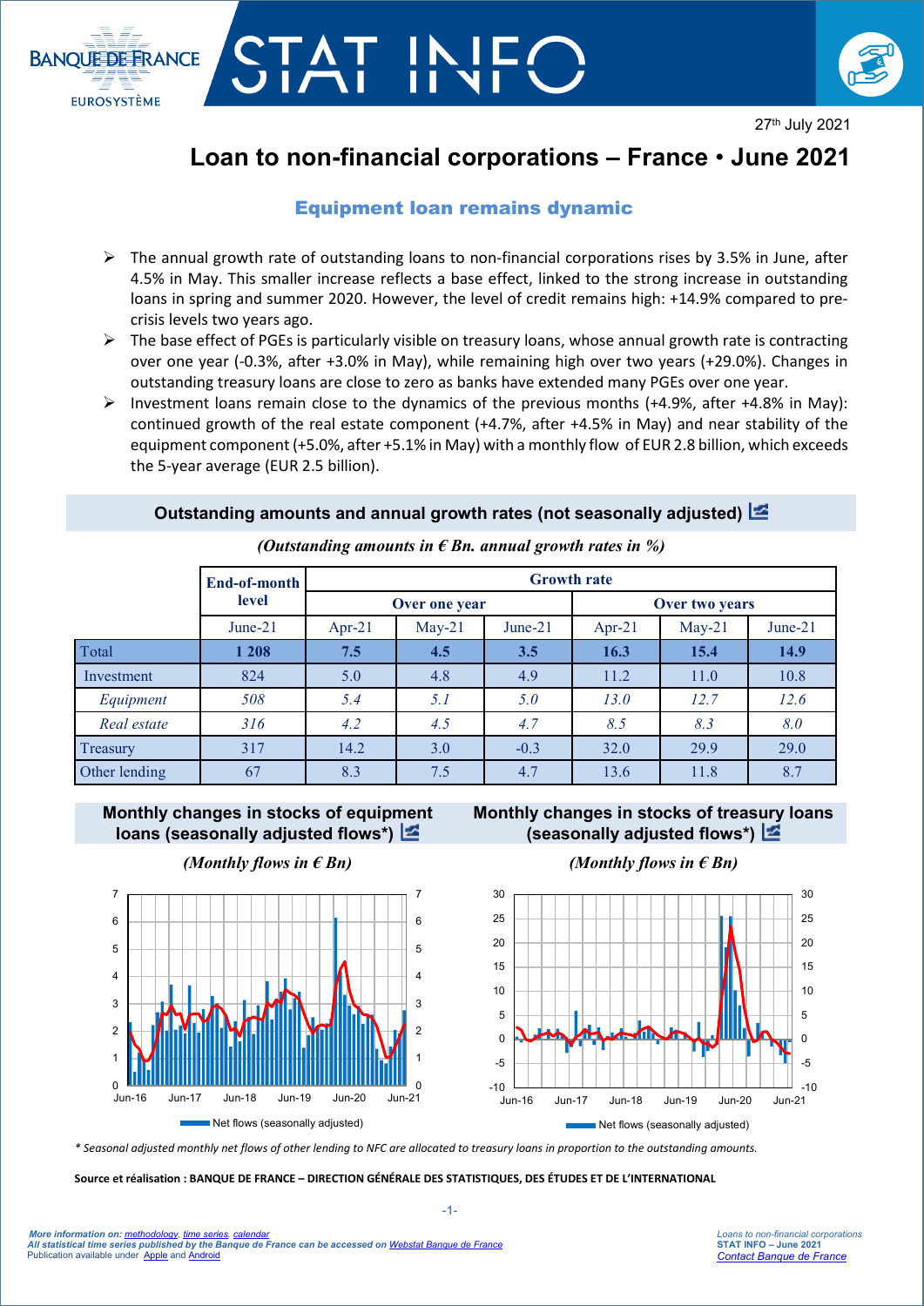27th July 2021

# Loan to non-financial corporations – France • June 2021

## Equipment loan remains dynamic

- The annual growth rate of outstanding loans to non-financial corporations rises by 3.5% in June, after 4.5% in May. This smaller increase reflects a base effect, linked to the strong increase in outstanding loans in spring and summer 2020. However, the level of credit remains high: +14.9% compared to pre-crisis levels two years ago.
- The base effect of PGEs is particularly visible on treasury loans, whose annual growth rate is contracting over one year (-0.3%, after +3.0% in May), while remaining high over two years (+29.0%). Changes in outstanding treasury loans are close to zero as banks have extended many PGEs over one year.
- Investment loans remain close to the dynamics of the previous months (+4.9%, after +4.8% in May): continued growth of the real estate component (+4.7%, after +4.5% in May) and near stability of the equipment component (+5.0%, after +5.1% in May) with a monthly flow of EUR 2.8 billion, which exceeds the 5-year average (EUR 2.5 billion).

### Outstanding amounts and annual growth rates (not seasonally adjusted)

*(Outstanding amounts in € Bn. annual growth rates in %)*

| | End-of-month level | Growth rate | | | | | |
|---|---|---|---|---|---|---|---|
| | | Over one year | | | Over two years | | |
| | June-21 | Apr-21 | May-21 | June-21 | Apr-21 | May-21 | June-21 |
| Total | **1 208** | **7.5** | **4.5** | **3.5** | **16.3** | **15.4** | **14.9** |
| Investment | 824 | 5.0 | 4.8 | 4.9 | 11.2 | 11.0 | 10.8 |
| *Equipment* | *508* | *5.4* | *5.1* | *5.0* | *13.0* | *12.7* | *12.6* |
| *Real estate* | *316* | *4.2* | *4.5* | *4.7* | *8.5* | *8.3* | *8.0* |
| Treasury | 317 | 14.2 | 3.0 | -0.3 | 32.0 | 29.9 | 29.0 |
| Other lending | 67 | 8.3 | 7.5 | 4.7 | 13.6 | 11.8 | 8.7 |

### Monthly changes in stocks of equipment loans (seasonally adjusted flows*)

*(Monthly flows in € Bn)*

### Monthly changes in stocks of treasury loans (seasonally adjusted flows*)

*(Monthly flows in € Bn)*

*\* Seasonal adjusted monthly net flows of other lending to NFC are allocated to treasury loans in proportion to the outstanding amounts.*

**Source et réalisation : BANQUE DE FRANCE – DIRECTION GÉNÉRALE DES STATISTIQUES, DES ÉTUDES ET DE L'INTERNATIONAL**

*More information on: methodology, time series, calendar*
*All statistical time series published by the Banque de France can be accessed on Webstat Banque de France*
Publication available under Apple and Android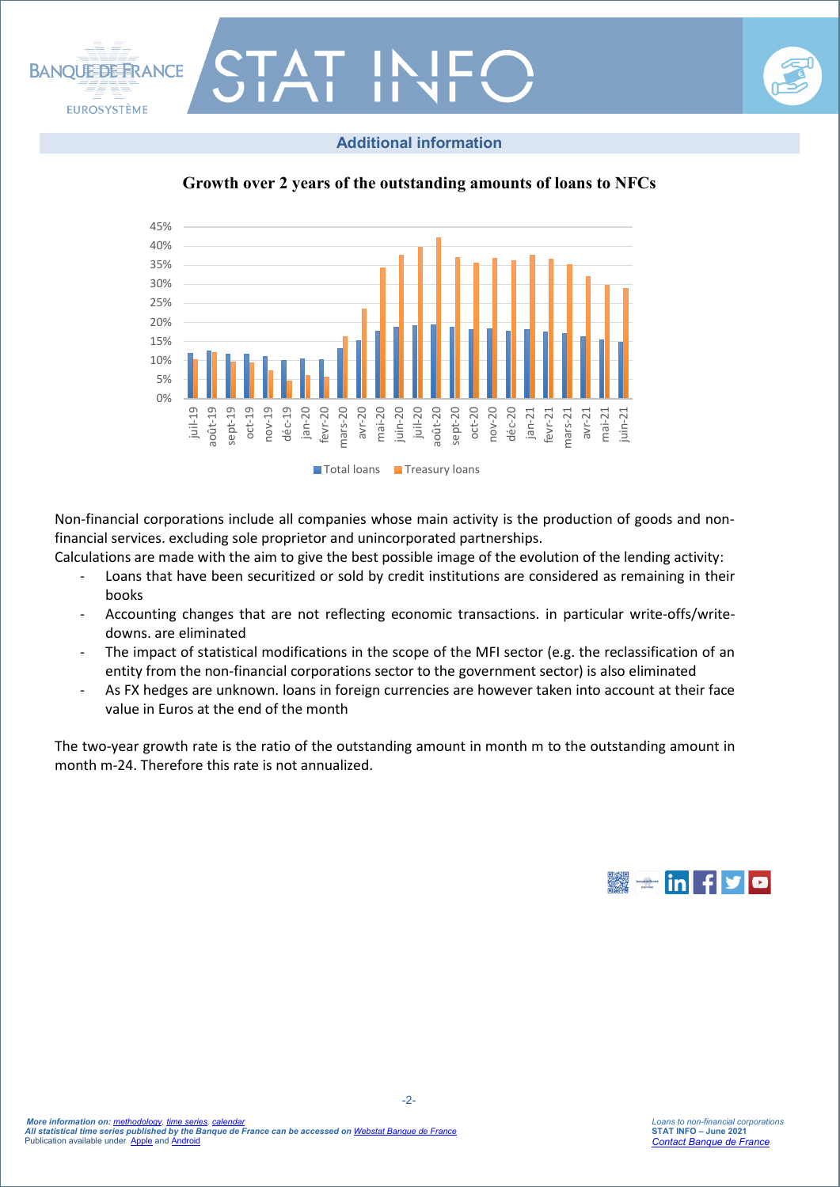## Additional information

**Growth over 2 years of the outstanding amounts of loans to NFCs**

45%
40%
35%
30%
25%
20%
15%
10%
5%
0%

juil-19 août-19 sept-19 oct-19 nov-19 déc-19 jan-20 fevr-20 mars-20 avr-20 mai-20 juin-20 juil-20 août-20 sept-20 oct-20 nov-20 déc-20 jan-21 fevr-21 mars-21 avr-21 mai-21 juin-21

Total loans   Treasury loans

Non-financial corporations include all companies whose main activity is the production of goods and non-financial services. excluding sole proprietor and unincorporated partnerships.

Calculations are made with the aim to give the best possible image of the evolution of the lending activity:

- Loans that have been securitized or sold by credit institutions are considered as remaining in their books
- Accounting changes that are not reflecting economic transactions. in particular write-offs/write-downs. are eliminated
- The impact of statistical modifications in the scope of the MFI sector (e.g. the reclassification of an entity from the non-financial corporations sector to the government sector) is also eliminated
- As FX hedges are unknown. loans in foreign currencies are however taken into account at their face value in Euros at the end of the month

The two-year growth rate is the ratio of the outstanding amount in month m to the outstanding amount in month m-24. Therefore this rate is not annualized.